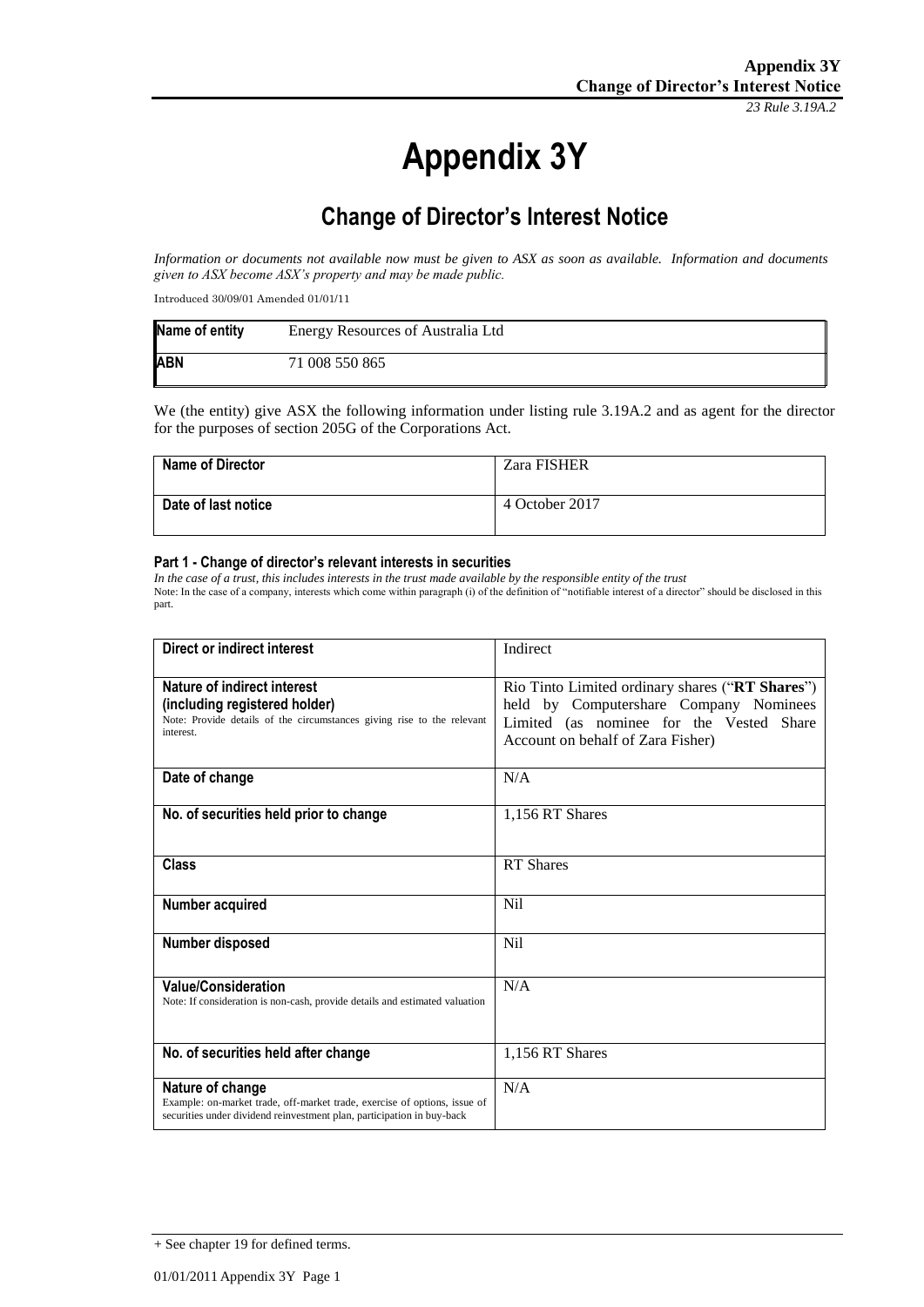# Appendix 3Y

## Change of Director's Interest Notice

*Information or documents not available now must be given to ASX as soon as available. Information and documents given to ASX become ASX's property and may be made public.*

Introduced 30/09/01 Amended 01/01/11

| Name of entity | Energy Resources of Australia Ltd |
|---|---|
| ABN | 71 008 550 865 |

We (the entity) give ASX the following information under listing rule 3.19A.2 and as agent for the director for the purposes of section 205G of the Corporations Act.

| Name of Director | Zara FISHER |
|---|---|
| Date of last notice | 4 October 2017 |

#### Part 1 - Change of director's relevant interests in securities

*In the case of a trust, this includes interests in the trust made available by the responsible entity of the trust*

Note: In the case of a company, interests which come within paragraph (i) of the definition of "notifiable interest of a director" should be disclosed in this part.

| Direct or indirect interest | Indirect |
|---|---|
| **Nature of indirect interest (including registered holder)**<br>Note: Provide details of the circumstances giving rise to the relevant interest. | Rio Tinto Limited ordinary shares ("**RT Shares**") held by Computershare Company Nominees Limited (as nominee for the Vested Share Account on behalf of Zara Fisher) |
| **Date of change** | N/A |
| **No. of securities held prior to change** | 1,156 RT Shares |
| **Class** | RT Shares |
| **Number acquired** | Nil |
| **Number disposed** | Nil |
| **Value/Consideration**<br>Note: If consideration is non-cash, provide details and estimated valuation | N/A |
| **No. of securities held after change** | 1,156 RT Shares |
| **Nature of change**<br>Example: on-market trade, off-market trade, exercise of options, issue of securities under dividend reinvestment plan, participation in buy-back | N/A |

+ See chapter 19 for defined terms.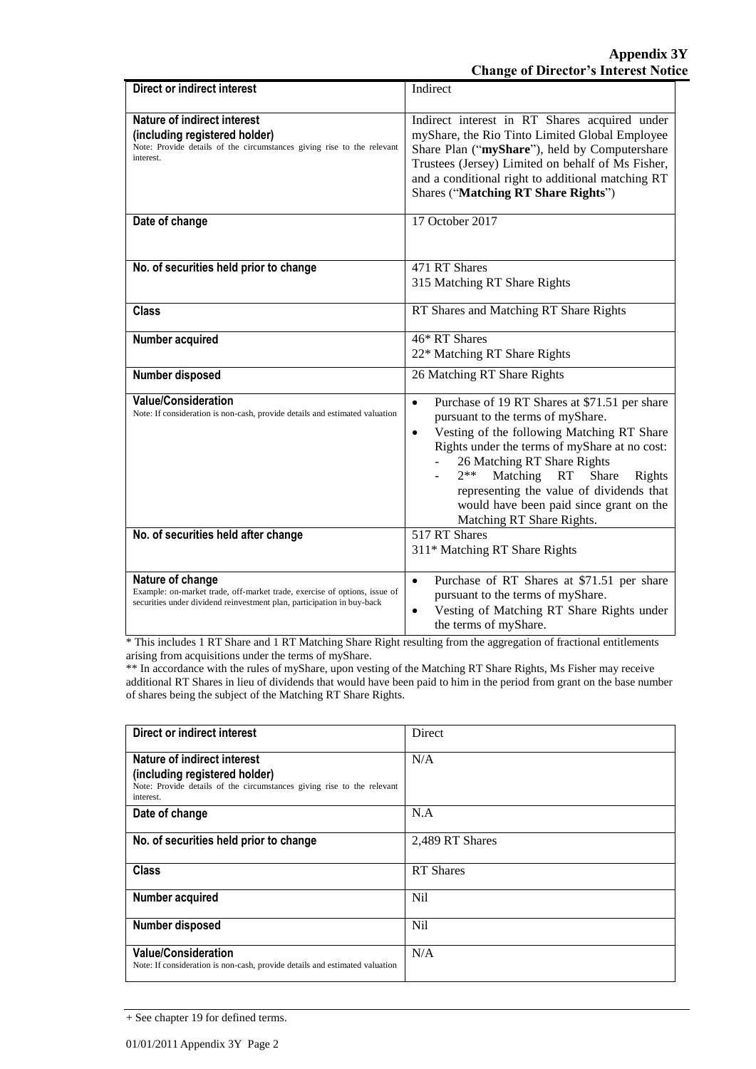| Direct or indirect interest | Indirect |
|---|---|
| **Nature of indirect interest (including registered holder)**<br>Note: Provide details of the circumstances giving rise to the relevant interest. | Indirect interest in RT Shares acquired under myShare, the Rio Tinto Limited Global Employee Share Plan ("**myShare**"), held by Computershare Trustees (Jersey) Limited on behalf of Ms Fisher, and a conditional right to additional matching RT Shares ("**Matching RT Share Rights**") |
| **Date of change** | 17 October 2017 |
| **No. of securities held prior to change** | 471 RT Shares<br>315 Matching RT Share Rights |
| **Class** | RT Shares and Matching RT Share Rights |
| **Number acquired** | 46* RT Shares<br>22* Matching RT Share Rights |
| **Number disposed** | 26 Matching RT Share Rights |
| **Value/Consideration**<br>Note: If consideration is non-cash, provide details and estimated valuation | • Purchase of 19 RT Shares at $71.51 per share pursuant to the terms of myShare.<br>• Vesting of the following Matching RT Share Rights under the terms of myShare at no cost:<br>- 26 Matching RT Share Rights<br>- 2** Matching RT Share Rights representing the value of dividends that would have been paid since grant on the Matching RT Share Rights. |
| **No. of securities held after change** | 517 RT Shares<br>311* Matching RT Share Rights |
| **Nature of change**<br>Example: on-market trade, off-market trade, exercise of options, issue of securities under dividend reinvestment plan, participation in buy-back | • Purchase of RT Shares at $71.51 per share pursuant to the terms of myShare.<br>• Vesting of Matching RT Share Rights under the terms of myShare. |

* This includes 1 RT Share and 1 RT Matching Share Right resulting from the aggregation of fractional entitlements arising from acquisitions under the terms of myShare.

** In accordance with the rules of myShare, upon vesting of the Matching RT Share Rights, Ms Fisher may receive additional RT Shares in lieu of dividends that would have been paid to him in the period from grant on the base number of shares being the subject of the Matching RT Share Rights.

| Direct or indirect interest | Direct |
|---|---|
| **Nature of indirect interest (including registered holder)**<br>Note: Provide details of the circumstances giving rise to the relevant interest. | N/A |
| **Date of change** | N.A |
| **No. of securities held prior to change** | 2,489 RT Shares |
| **Class** | RT Shares |
| **Number acquired** | Nil |
| **Number disposed** | Nil |
| **Value/Consideration**<br>Note: If consideration is non-cash, provide details and estimated valuation | N/A |

+ See chapter 19 for defined terms.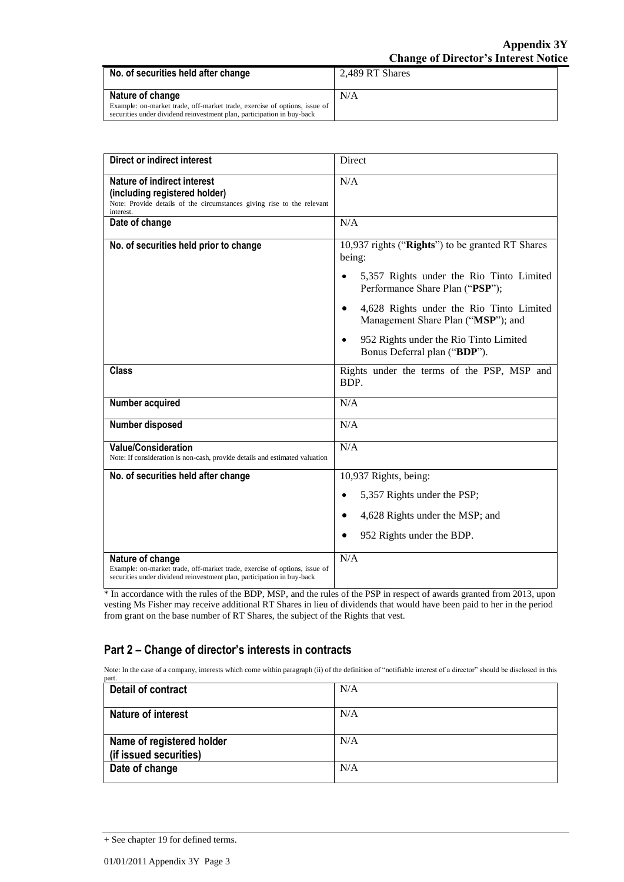| | |
|---|---|
| **No. of securities held after change** | 2,489 RT Shares |
| **Nature of change**<br>Example: on-market trade, off-market trade, exercise of options, issue of securities under dividend reinvestment plan, participation in buy-back | N/A |

| | |
|---|---|
| **Direct or indirect interest** | Direct |
| **Nature of indirect interest (including registered holder)**<br>Note: Provide details of the circumstances giving rise to the relevant interest. | N/A |
| **Date of change** | N/A |
| **No. of securities held prior to change** | 10,937 rights ("**Rights**") to be granted RT Shares being:<br>• 5,357 Rights under the Rio Tinto Limited Performance Share Plan ("**PSP**");<br>• 4,628 Rights under the Rio Tinto Limited Management Share Plan ("**MSP**"); and<br>• 952 Rights under the Rio Tinto Limited Bonus Deferral plan ("**BDP**"). |
| **Class** | Rights under the terms of the PSP, MSP and BDP. |
| **Number acquired** | N/A |
| **Number disposed** | N/A |
| **Value/Consideration**<br>Note: If consideration is non-cash, provide details and estimated valuation | N/A |
| **No. of securities held after change** | 10,937 Rights, being:<br>• 5,357 Rights under the PSP;<br>• 4,628 Rights under the MSP; and<br>• 952 Rights under the BDP. |
| **Nature of change**<br>Example: on-market trade, off-market trade, exercise of options, issue of securities under dividend reinvestment plan, participation in buy-back | N/A |

* In accordance with the rules of the BDP, MSP, and the rules of the PSP in respect of awards granted from 2013, upon vesting Ms Fisher may receive additional RT Shares in lieu of dividends that would have been paid to her in the period from grant on the base number of RT Shares, the subject of the Rights that vest.

## Part 2 – Change of director's interests in contracts

Note: In the case of a company, interests which come within paragraph (ii) of the definition of "notifiable interest of a director" should be disclosed in this part.

| | |
|---|---|
| **Detail of contract** | N/A |
| **Nature of interest** | N/A |
| **Name of registered holder (if issued securities)** | N/A |
| **Date of change** | N/A |

+ See chapter 19 for defined terms.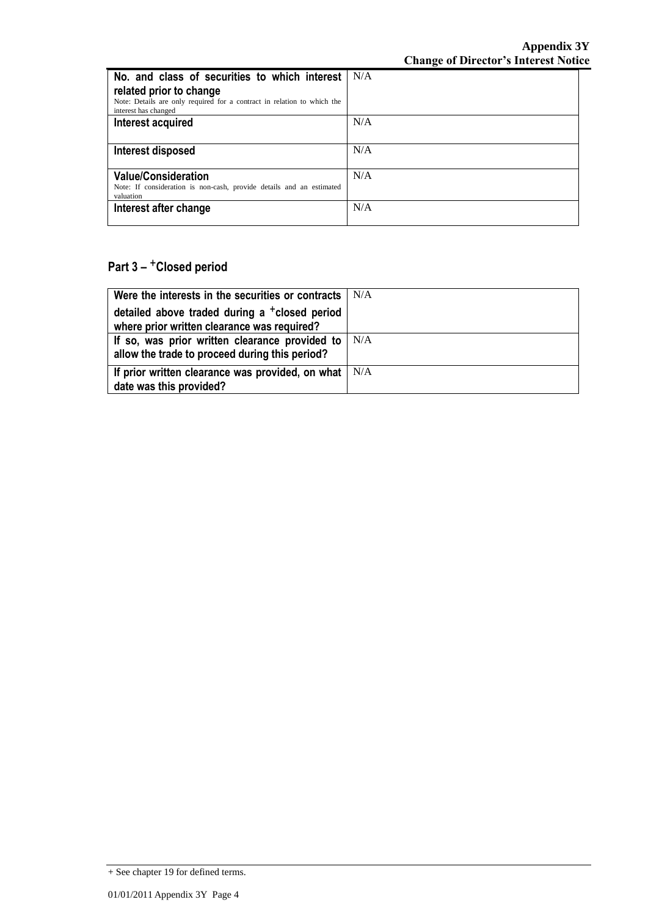| | |
|---|---|
| **No. and class of securities to which interest related prior to change**<br>Note: Details are only required for a contract in relation to which the interest has changed | N/A |
| **Interest acquired** | N/A |
| **Interest disposed** | N/A |
| **Value/Consideration**<br>Note: If consideration is non-cash, provide details and an estimated valuation | N/A |
| **Interest after change** | N/A |

## Part 3 – +Closed period

| | |
|---|---|
| **Were the interests in the securities or contracts detailed above traded during a +closed period where prior written clearance was required?** | N/A |
| **If so, was prior written clearance provided to allow the trade to proceed during this period?** | N/A |
| **If prior written clearance was provided, on what date was this provided?** | N/A |

+ See chapter 19 for defined terms.